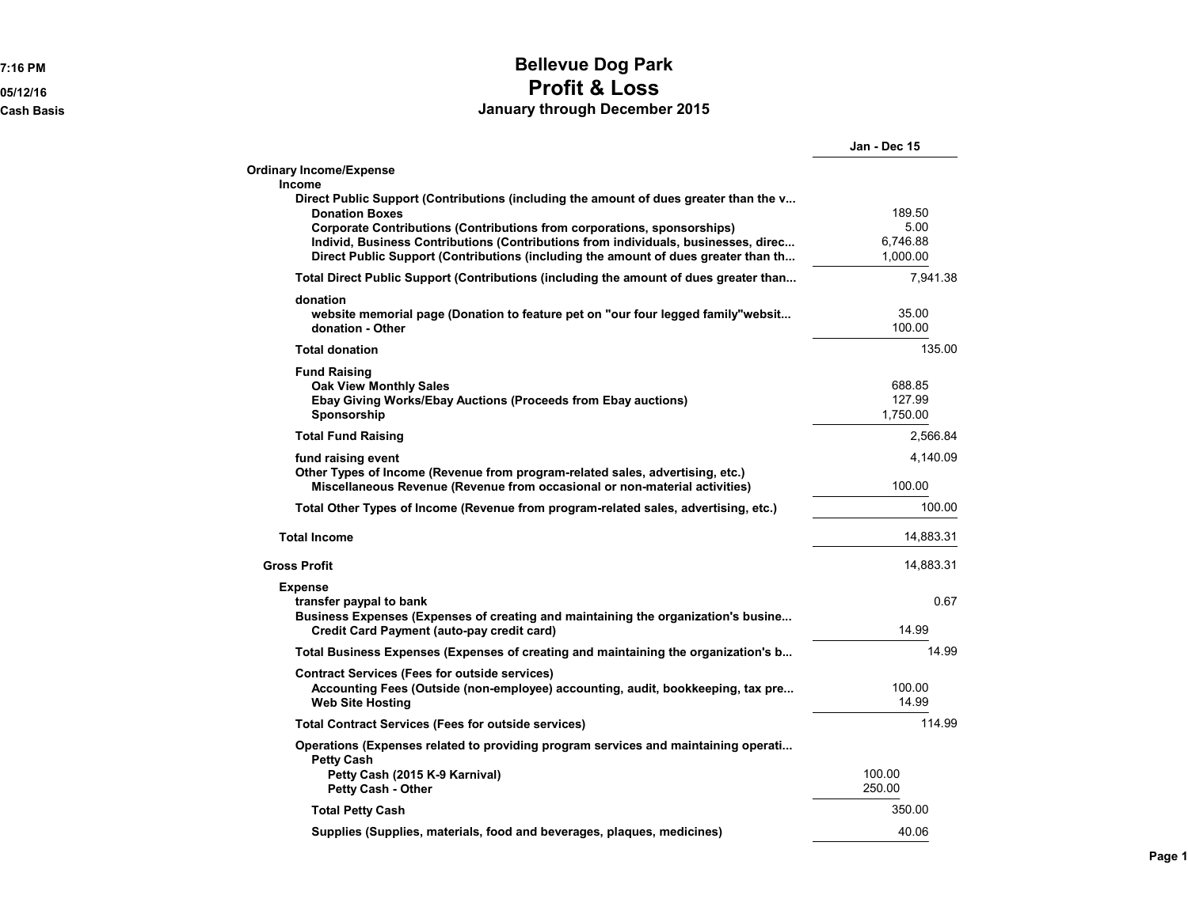# Bellevue Dog Park
## Profit & Loss
### January through December 2015

7:16 PM
05/12/16
Cash Basis

| | | | Jan - Dec 15 |
|---|---|---|---|
| **Ordinary Income/Expense** | | | |
| **Income** | | | |
| **Direct Public Support (Contributions (including the amount of dues greater than the v...** | | | |
| **Donation Boxes** | | 189.50 | |
| **Corporate Contributions (Contributions from corporations, sponsorships)** | | 5.00 | |
| **Individ, Business Contributions (Contributions from individuals, businesses, direc...** | | 6,746.88 | |
| **Direct Public Support (Contributions (including the amount of dues greater than th...** | | 1,000.00 | |
| **Total Direct Public Support (Contributions (including the amount of dues greater than...** | | | 7,941.38 |
| **donation** | | | |
| **website memorial page (Donation to feature pet on "our four legged family"websit...** | | 35.00 | |
| **donation - Other** | | 100.00 | |
| **Total donation** | | | 135.00 |
| **Fund Raising** | | | |
| **Oak View Monthly Sales** | | 688.85 | |
| **Ebay Giving Works/Ebay Auctions (Proceeds from Ebay auctions)** | | 127.99 | |
| **Sponsorship** | | 1,750.00 | |
| **Total Fund Raising** | | | 2,566.84 |
| **fund raising event** | | | 4,140.09 |
| **Other Types of Income (Revenue from program-related sales, advertising, etc.)** | | | |
| **Miscellaneous Revenue (Revenue from occasional or non-material activities)** | | 100.00 | |
| **Total Other Types of Income (Revenue from program-related sales, advertising, etc.)** | | | 100.00 |
| **Total Income** | | | 14,883.31 |
| **Gross Profit** | | | 14,883.31 |
| **Expense** | | | |
| **transfer paypal to bank** | | | 0.67 |
| **Business Expenses (Expenses of creating and maintaining the organization's busine...** | | | |
| **Credit Card Payment (auto-pay credit card)** | | 14.99 | |
| **Total Business Expenses (Expenses of creating and maintaining the organization's b...** | | | 14.99 |
| **Contract Services (Fees for outside services)** | | | |
| **Accounting Fees (Outside (non-employee) accounting, audit, bookkeeping, tax pre...** | | 100.00 | |
| **Web Site Hosting** | | 14.99 | |
| **Total Contract Services (Fees for outside services)** | | | 114.99 |
| **Operations (Expenses related to providing program services and maintaining operati...** | | | |
| **Petty Cash** | | | |
| **Petty Cash (2015 K-9 Karnival)** | 100.00 | | |
| **Petty Cash - Other** | 250.00 | | |
| **Total Petty Cash** | | 350.00 | |
| **Supplies (Supplies, materials, food and beverages, plaques, medicines)** | | 40.06 | |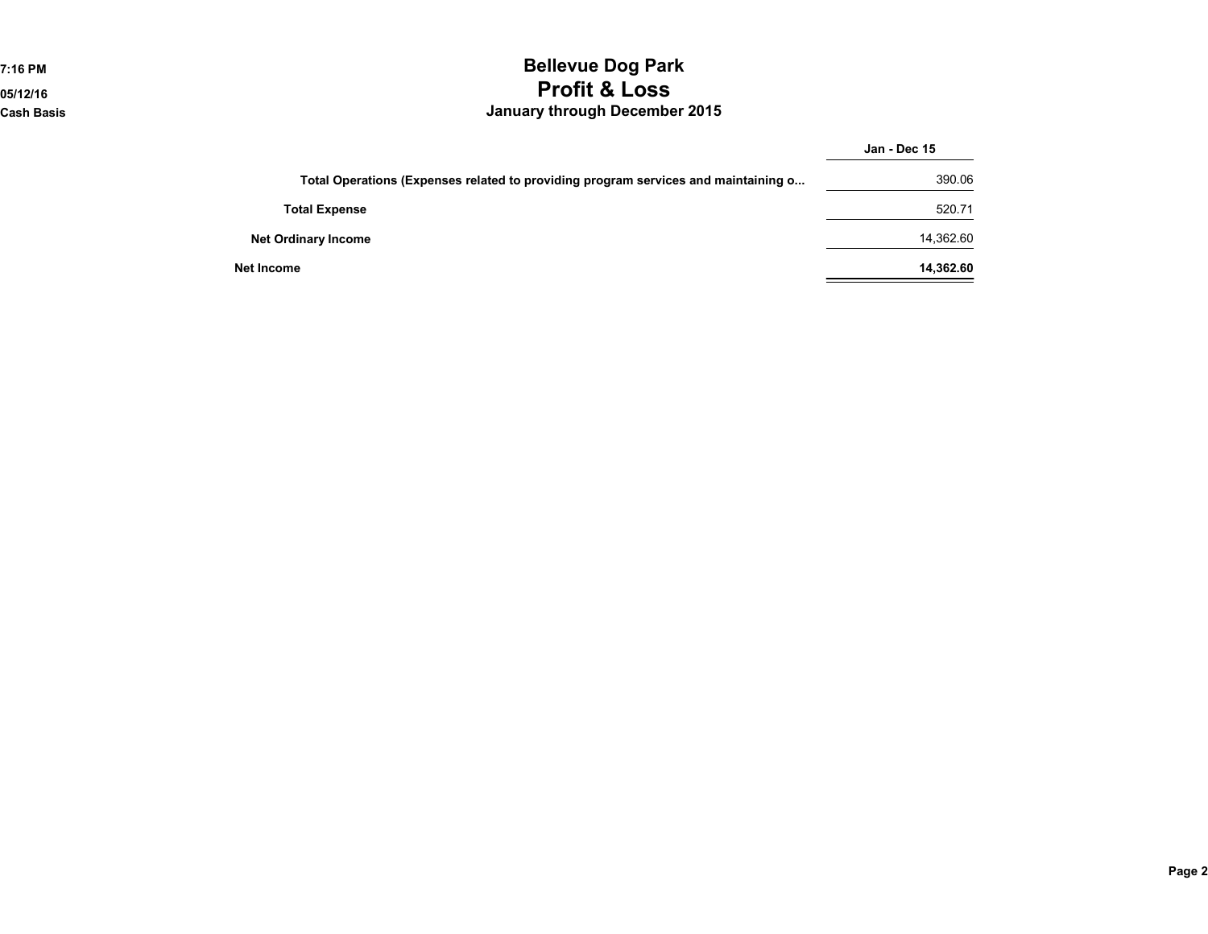# Bellevue Dog Park

## Profit & Loss

### January through December 2015

7:16 PM
05/12/16
Cash Basis

| | Jan - Dec 15 |
|---|---|
| Total Operations (Expenses related to providing program services and maintaining o... | 390.06 |
| Total Expense | 520.71 |
| Net Ordinary Income | 14,362.60 |
| **Net Income** | **14,362.60** |